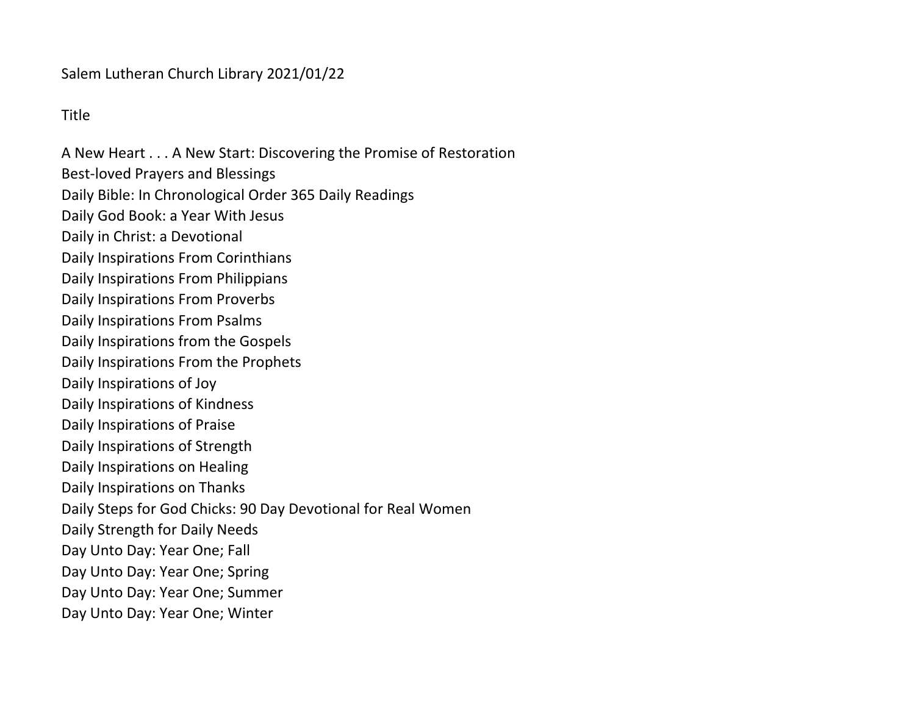Salem Lutheran Church Library 2021/01/22

Title

A New Heart . . . A New Start: Discovering the Promise of Restoration
Best-loved Prayers and Blessings
Daily Bible: In Chronological Order 365 Daily Readings
Daily God Book: a Year With Jesus
Daily in Christ: a Devotional
Daily Inspirations From Corinthians
Daily Inspirations From Philippians
Daily Inspirations From Proverbs
Daily Inspirations From Psalms
Daily Inspirations from the Gospels
Daily Inspirations From the Prophets
Daily Inspirations of Joy
Daily Inspirations of Kindness
Daily Inspirations of Praise
Daily Inspirations of Strength
Daily Inspirations on Healing
Daily Inspirations on Thanks
Daily Steps for God Chicks: 90 Day Devotional for Real Women
Daily Strength for Daily Needs
Day Unto Day: Year One; Fall
Day Unto Day: Year One; Spring
Day Unto Day: Year One; Summer
Day Unto Day: Year One; Winter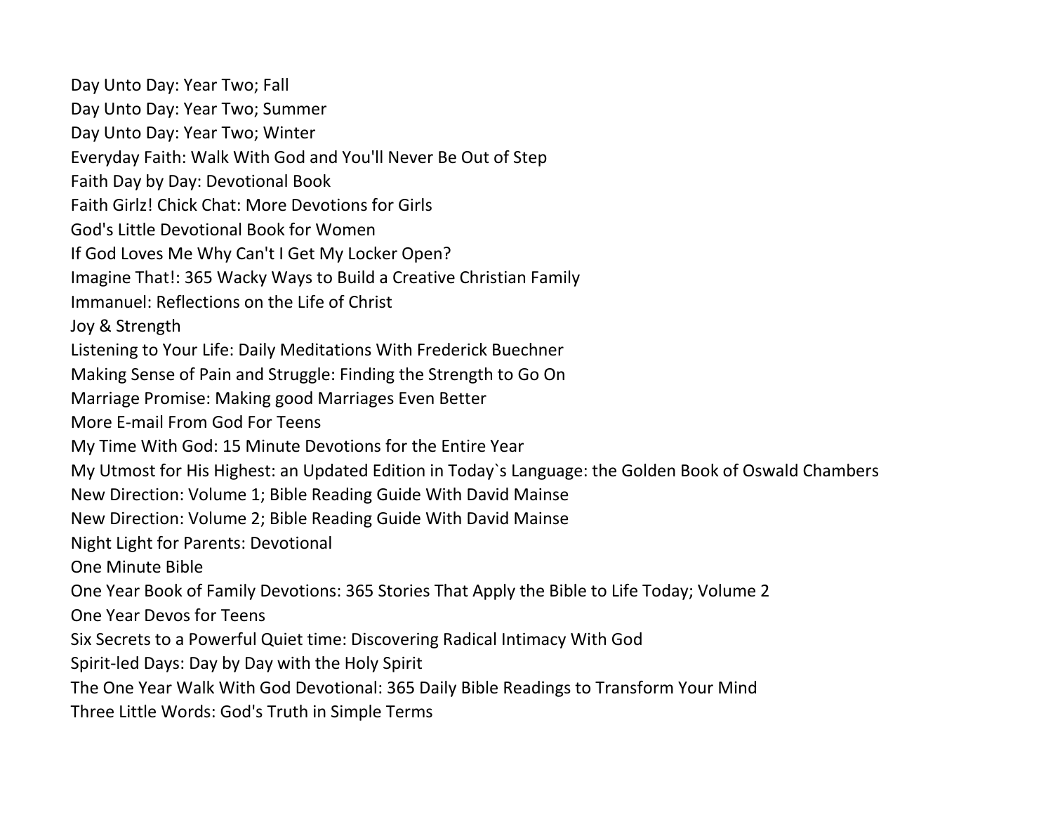Day Unto Day: Year Two; Fall
Day Unto Day: Year Two; Summer
Day Unto Day: Year Two; Winter
Everyday Faith: Walk With God and You'll Never Be Out of Step
Faith Day by Day: Devotional Book
Faith Girlz! Chick Chat: More Devotions for Girls
God's Little Devotional Book for Women
If God Loves Me Why Can't I Get My Locker Open?
Imagine That!: 365 Wacky Ways to Build a Creative Christian Family
Immanuel: Reflections on the Life of Christ
Joy & Strength
Listening to Your Life: Daily Meditations With Frederick Buechner
Making Sense of Pain and Struggle: Finding the Strength to Go On
Marriage Promise: Making good Marriages Even Better
More E-mail From God For Teens
My Time With God: 15 Minute Devotions for the Entire Year
My Utmost for His Highest: an Updated Edition in Today`s Language: the Golden Book of Oswald Chambers
New Direction: Volume 1; Bible Reading Guide With David Mainse
New Direction: Volume 2; Bible Reading Guide With David Mainse
Night Light for Parents: Devotional
One Minute Bible
One Year Book of Family Devotions: 365 Stories That Apply the Bible to Life Today; Volume 2
One Year Devos for Teens
Six Secrets to a Powerful Quiet time: Discovering Radical Intimacy With God
Spirit-led Days: Day by Day with the Holy Spirit
The One Year Walk With God Devotional: 365 Daily Bible Readings to Transform Your Mind
Three Little Words: God's Truth in Simple Terms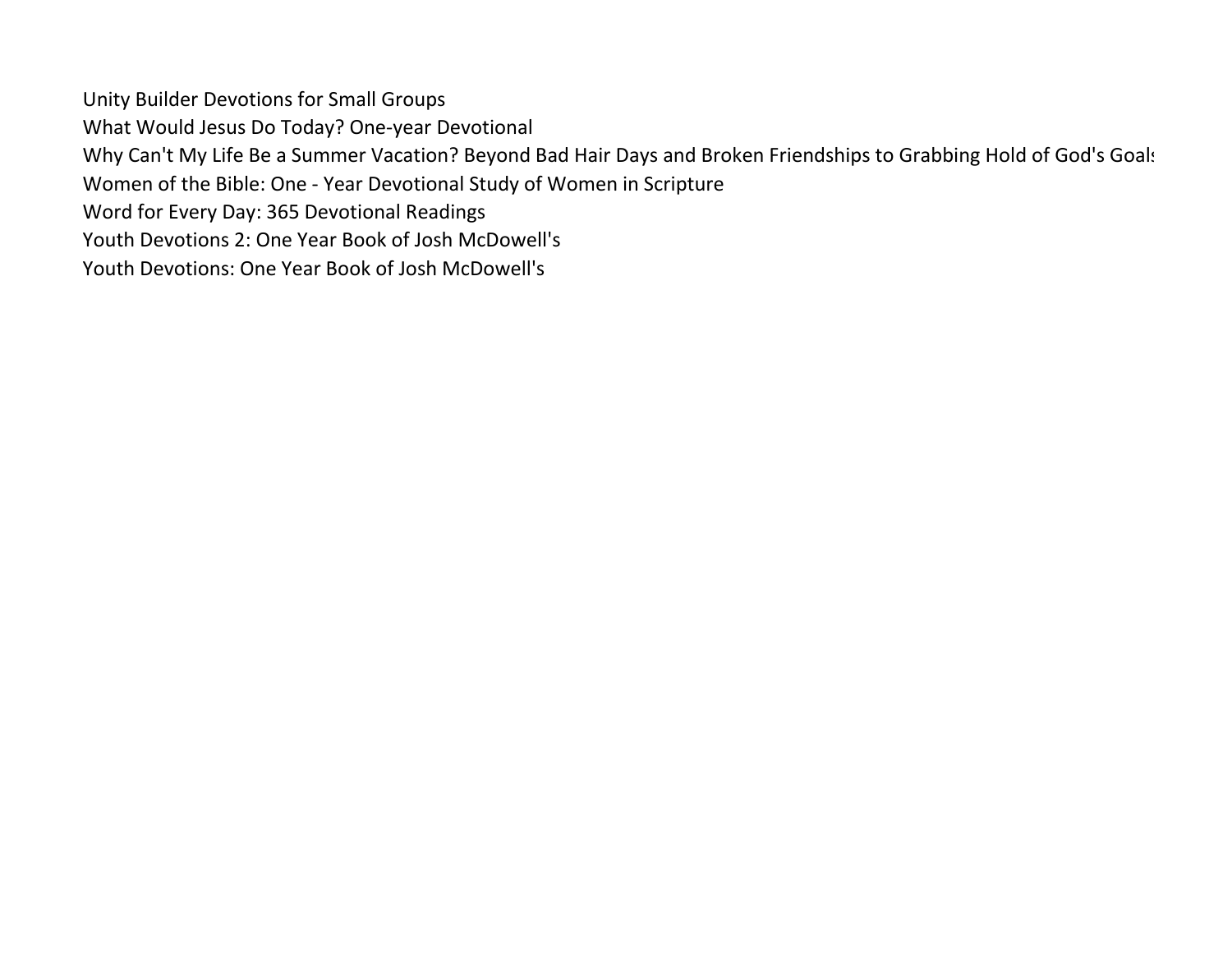Unity Builder Devotions for Small Groups
What Would Jesus Do Today? One-year Devotional
Why Can't My Life Be a Summer Vacation? Beyond Bad Hair Days and Broken Friendships to Grabbing Hold of God's Goals
Women of the Bible: One - Year Devotional Study of Women in Scripture
Word for Every Day: 365 Devotional Readings
Youth Devotions 2: One Year Book of Josh McDowell's
Youth Devotions: One Year Book of Josh McDowell's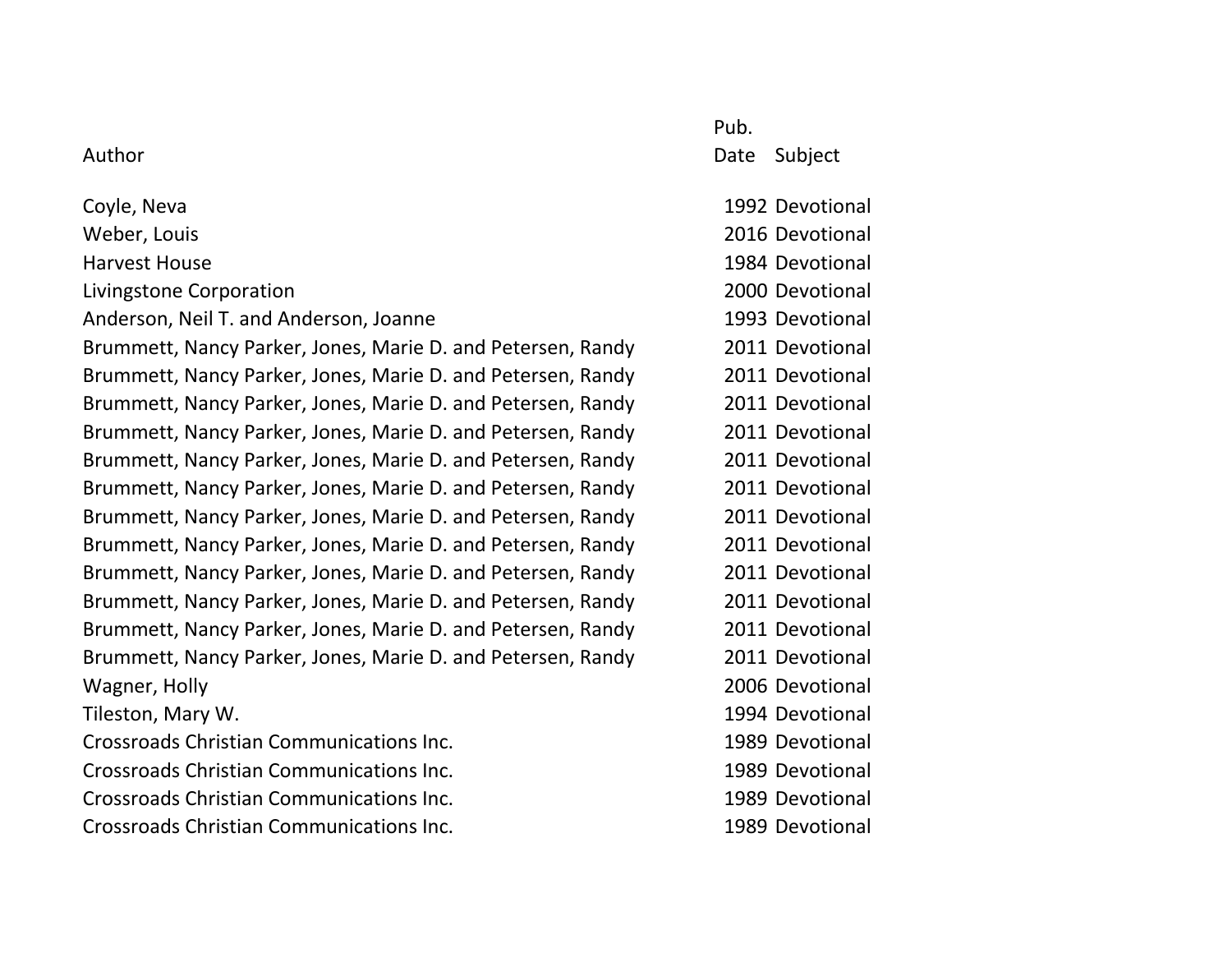| Author | Pub. Date | Subject |
|---|---|---|
| Coyle, Neva | 1992 | Devotional |
| Weber, Louis | 2016 | Devotional |
| Harvest House | 1984 | Devotional |
| Livingstone Corporation | 2000 | Devotional |
| Anderson, Neil T. and Anderson, Joanne | 1993 | Devotional |
| Brummett, Nancy Parker, Jones, Marie D. and Petersen, Randy | 2011 | Devotional |
| Brummett, Nancy Parker, Jones, Marie D. and Petersen, Randy | 2011 | Devotional |
| Brummett, Nancy Parker, Jones, Marie D. and Petersen, Randy | 2011 | Devotional |
| Brummett, Nancy Parker, Jones, Marie D. and Petersen, Randy | 2011 | Devotional |
| Brummett, Nancy Parker, Jones, Marie D. and Petersen, Randy | 2011 | Devotional |
| Brummett, Nancy Parker, Jones, Marie D. and Petersen, Randy | 2011 | Devotional |
| Brummett, Nancy Parker, Jones, Marie D. and Petersen, Randy | 2011 | Devotional |
| Brummett, Nancy Parker, Jones, Marie D. and Petersen, Randy | 2011 | Devotional |
| Brummett, Nancy Parker, Jones, Marie D. and Petersen, Randy | 2011 | Devotional |
| Brummett, Nancy Parker, Jones, Marie D. and Petersen, Randy | 2011 | Devotional |
| Brummett, Nancy Parker, Jones, Marie D. and Petersen, Randy | 2011 | Devotional |
| Brummett, Nancy Parker, Jones, Marie D. and Petersen, Randy | 2011 | Devotional |
| Wagner, Holly | 2006 | Devotional |
| Tileston, Mary W. | 1994 | Devotional |
| Crossroads Christian Communications Inc. | 1989 | Devotional |
| Crossroads Christian Communications Inc. | 1989 | Devotional |
| Crossroads Christian Communications Inc. | 1989 | Devotional |
| Crossroads Christian Communications Inc. | 1989 | Devotional |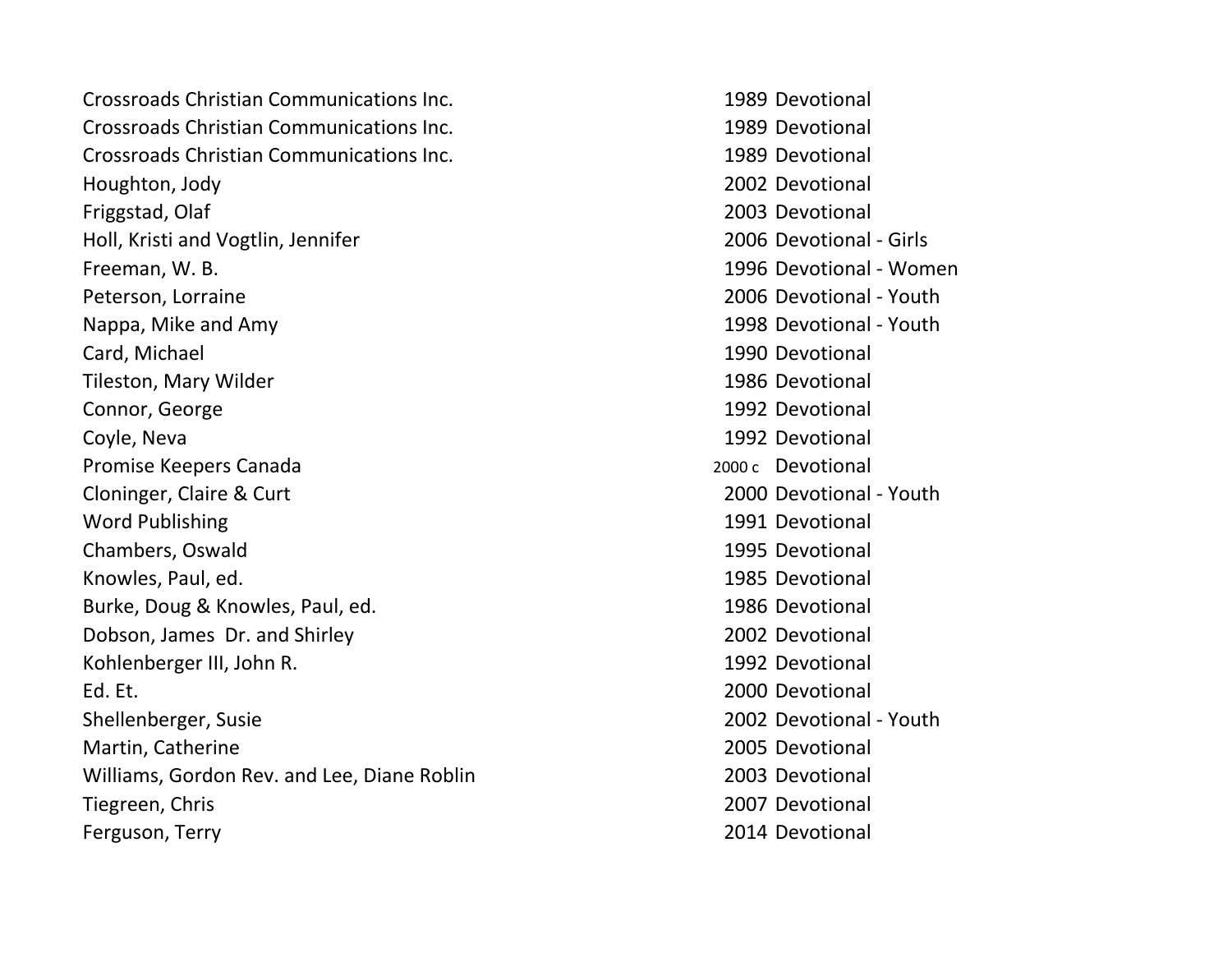| | | |
|---|---|---|
| Crossroads Christian Communications Inc. | 1989 | Devotional |
| Crossroads Christian Communications Inc. | 1989 | Devotional |
| Crossroads Christian Communications Inc. | 1989 | Devotional |
| Houghton, Jody | 2002 | Devotional |
| Friggstad, Olaf | 2003 | Devotional |
| Holl, Kristi and Vogtlin, Jennifer | 2006 | Devotional - Girls |
| Freeman, W. B. | 1996 | Devotional - Women |
| Peterson, Lorraine | 2006 | Devotional - Youth |
| Nappa, Mike and Amy | 1998 | Devotional - Youth |
| Card, Michael | 1990 | Devotional |
| Tileston, Mary Wilder | 1986 | Devotional |
| Connor, George | 1992 | Devotional |
| Coyle, Neva | 1992 | Devotional |
| Promise Keepers Canada | 2000 c | Devotional |
| Cloninger, Claire & Curt | 2000 | Devotional - Youth |
| Word Publishing | 1991 | Devotional |
| Chambers, Oswald | 1995 | Devotional |
| Knowles, Paul, ed. | 1985 | Devotional |
| Burke, Doug & Knowles, Paul, ed. | 1986 | Devotional |
| Dobson, James Dr. and Shirley | 2002 | Devotional |
| Kohlenberger III, John R. | 1992 | Devotional |
| Ed. Et. | 2000 | Devotional |
| Shellenberger, Susie | 2002 | Devotional - Youth |
| Martin, Catherine | 2005 | Devotional |
| Williams, Gordon Rev. and Lee, Diane Roblin | 2003 | Devotional |
| Tiegreen, Chris | 2007 | Devotional |
| Ferguson, Terry | 2014 | Devotional |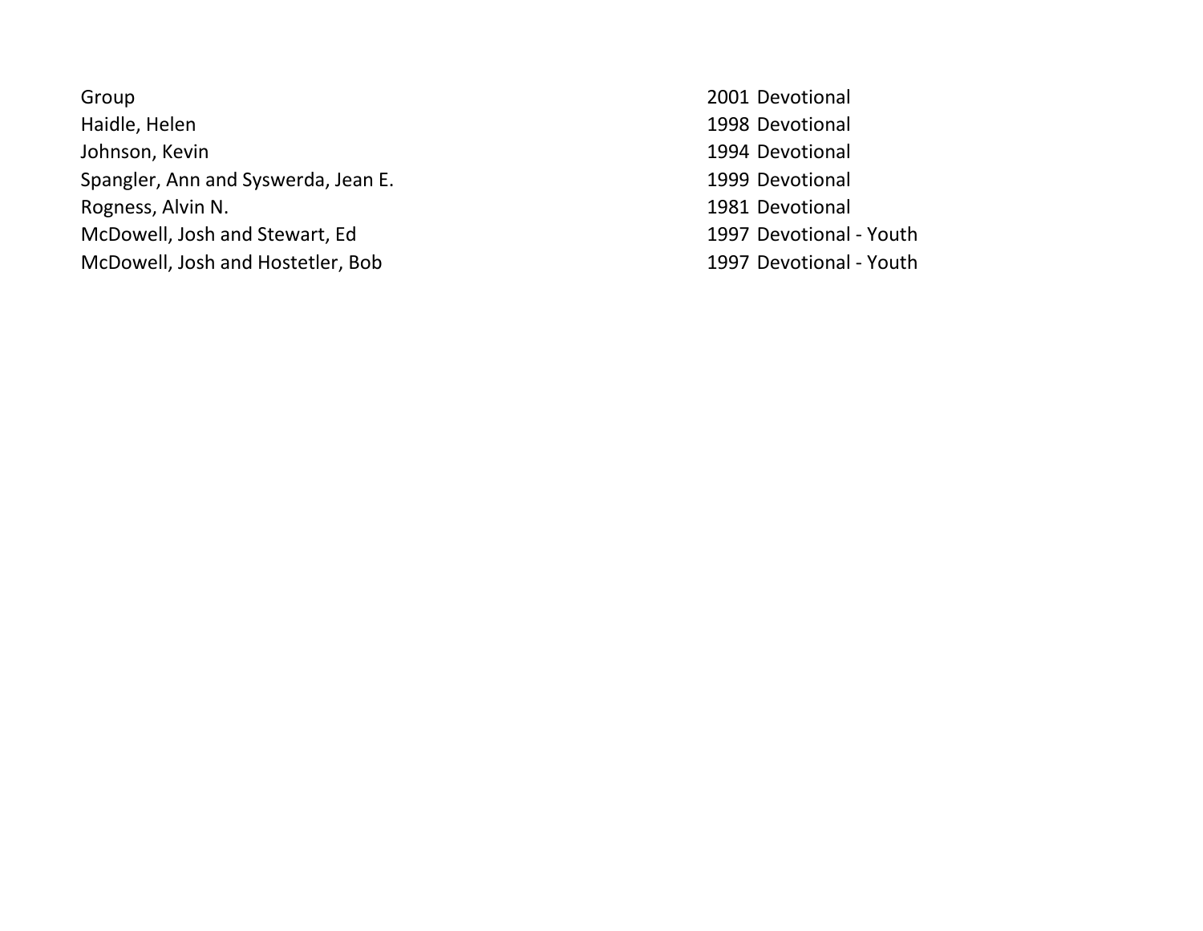| | | |
|---|---|---|
| Group | 2001 | Devotional |
| Haidle, Helen | 1998 | Devotional |
| Johnson, Kevin | 1994 | Devotional |
| Spangler, Ann and Syswerda, Jean E. | 1999 | Devotional |
| Rogness, Alvin N. | 1981 | Devotional |
| McDowell, Josh and Stewart, Ed | 1997 | Devotional - Youth |
| McDowell, Josh and Hostetler, Bob | 1997 | Devotional - Youth |